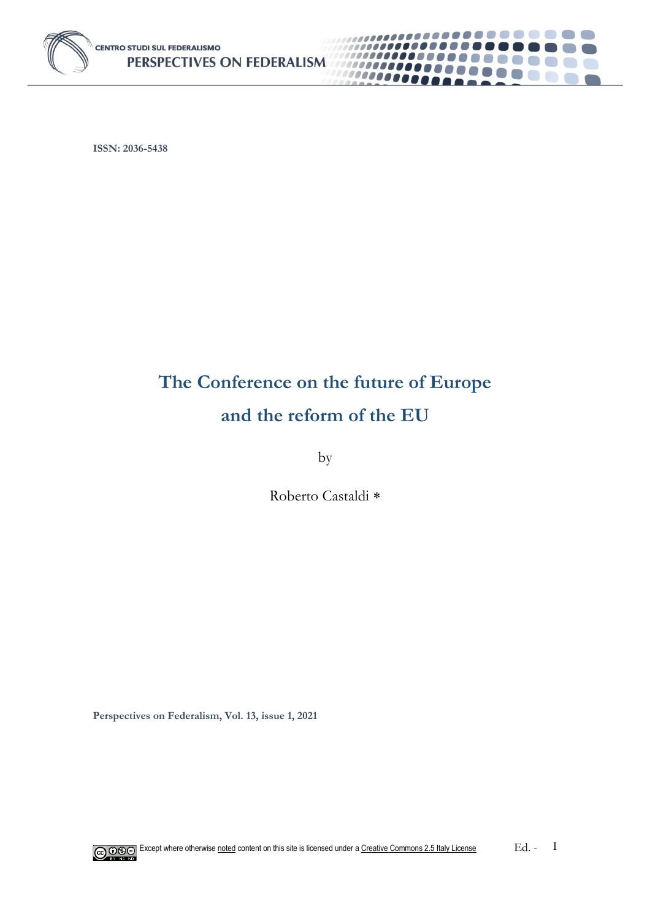ISSN: 2036-5438

# The Conference on the future of Europe and the reform of the EU

by

Roberto Castaldi *

Perspectives on Federalism, Vol. 13, issue 1, 2021

Except where otherwise noted content on this site is licensed under a Creative Commons 2.5 Italy License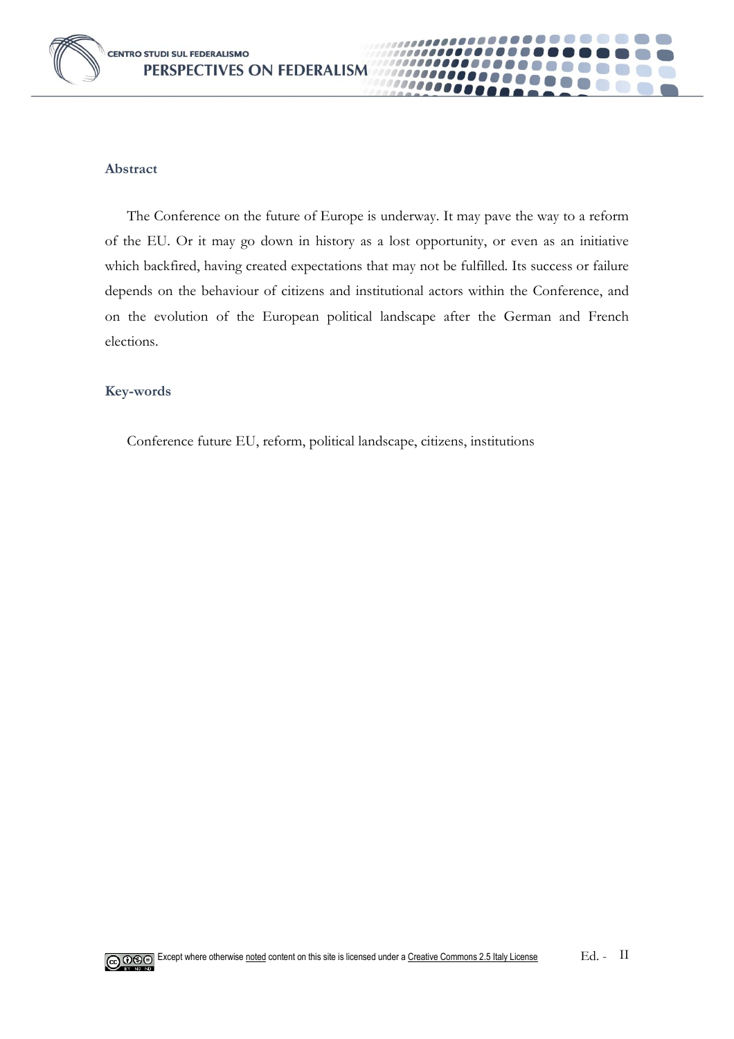## Abstract

The Conference on the future of Europe is underway. It may pave the way to a reform of the EU. Or it may go down in history as a lost opportunity, or even as an initiative which backfired, having created expectations that may not be fulfilled. Its success or failure depends on the behaviour of citizens and institutional actors within the Conference, and on the evolution of the European political landscape after the German and French elections.

## Key-words

Conference future EU, reform, political landscape, citizens, institutions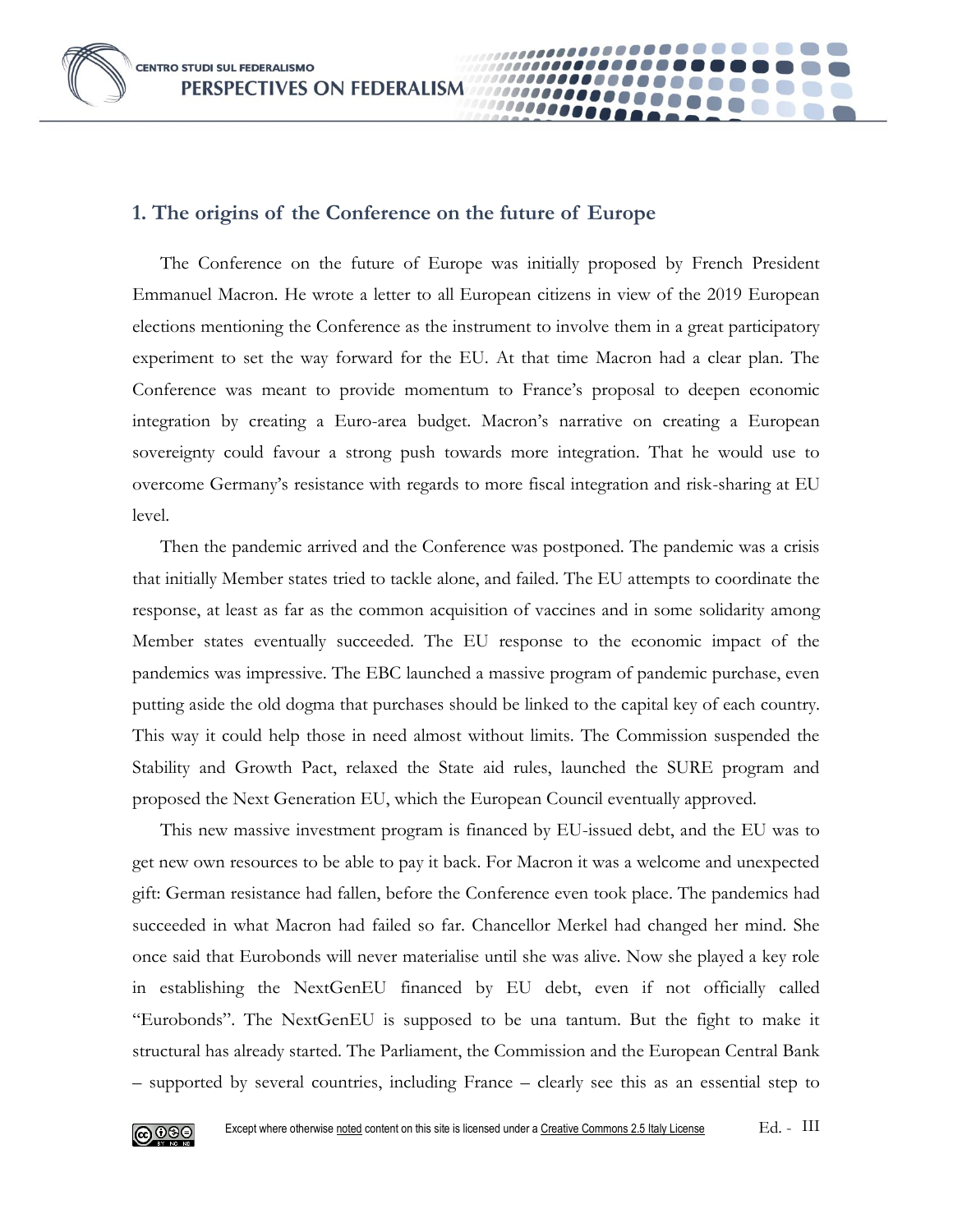## 1. The origins of the Conference on the future of Europe

The Conference on the future of Europe was initially proposed by French President Emmanuel Macron. He wrote a letter to all European citizens in view of the 2019 European elections mentioning the Conference as the instrument to involve them in a great participatory experiment to set the way forward for the EU. At that time Macron had a clear plan. The Conference was meant to provide momentum to France's proposal to deepen economic integration by creating a Euro-area budget. Macron's narrative on creating a European sovereignty could favour a strong push towards more integration. That he would use to overcome Germany's resistance with regards to more fiscal integration and risk-sharing at EU level.

Then the pandemic arrived and the Conference was postponed. The pandemic was a crisis that initially Member states tried to tackle alone, and failed. The EU attempts to coordinate the response, at least as far as the common acquisition of vaccines and in some solidarity among Member states eventually succeeded. The EU response to the economic impact of the pandemics was impressive. The EBC launched a massive program of pandemic purchase, even putting aside the old dogma that purchases should be linked to the capital key of each country. This way it could help those in need almost without limits. The Commission suspended the Stability and Growth Pact, relaxed the State aid rules, launched the SURE program and proposed the Next Generation EU, which the European Council eventually approved.

This new massive investment program is financed by EU-issued debt, and the EU was to get new own resources to be able to pay it back. For Macron it was a welcome and unexpected gift: German resistance had fallen, before the Conference even took place. The pandemics had succeeded in what Macron had failed so far. Chancellor Merkel had changed her mind. She once said that Eurobonds will never materialise until she was alive. Now she played a key role in establishing the NextGenEU financed by EU debt, even if not officially called "Eurobonds". The NextGenEU is supposed to be una tantum. But the fight to make it structural has already started. The Parliament, the Commission and the European Central Bank – supported by several countries, including France – clearly see this as an essential step to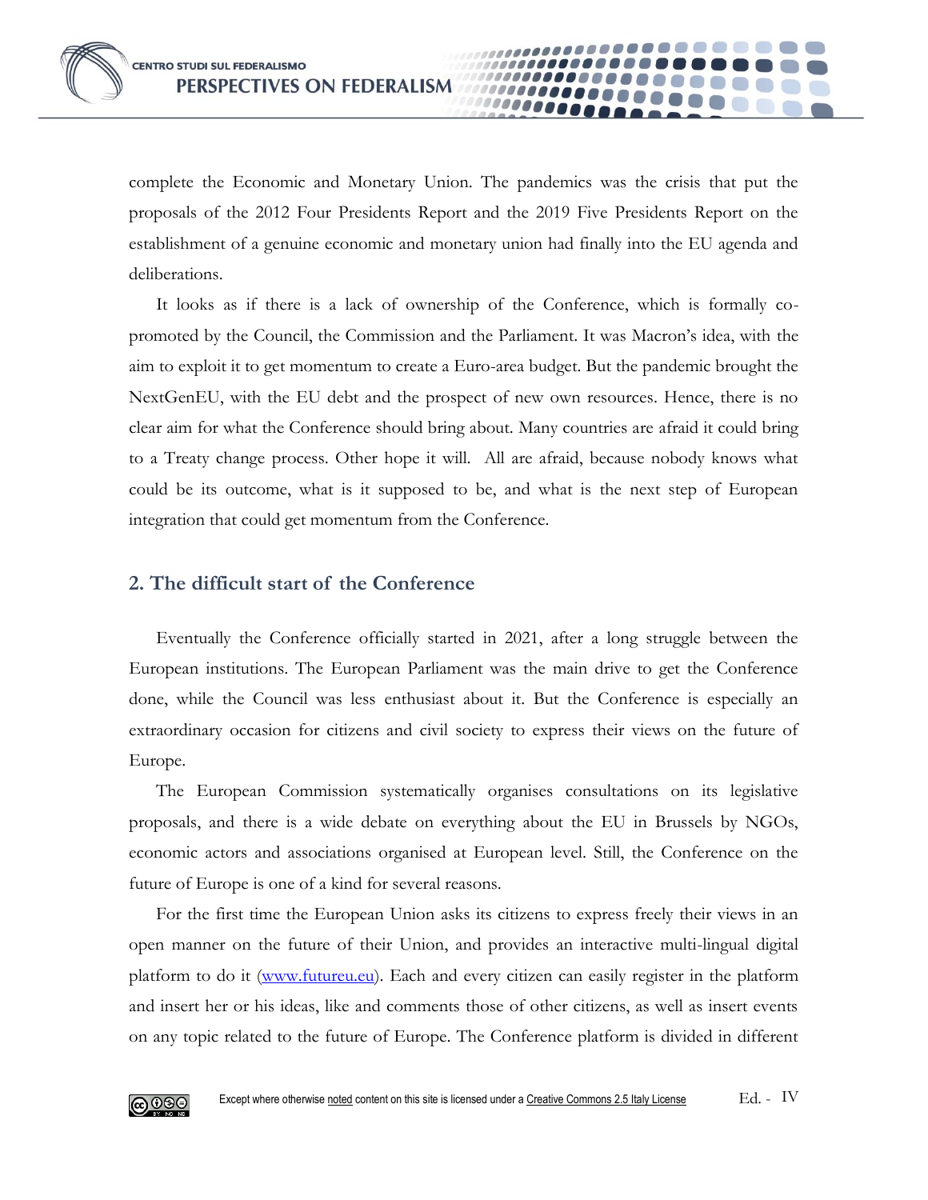complete the Economic and Monetary Union. The pandemics was the crisis that put the proposals of the 2012 Four Presidents Report and the 2019 Five Presidents Report on the establishment of a genuine economic and monetary union had finally into the EU agenda and deliberations.

It looks as if there is a lack of ownership of the Conference, which is formally co-promoted by the Council, the Commission and the Parliament. It was Macron's idea, with the aim to exploit it to get momentum to create a Euro-area budget. But the pandemic brought the NextGenEU, with the EU debt and the prospect of new own resources. Hence, there is no clear aim for what the Conference should bring about. Many countries are afraid it could bring to a Treaty change process. Other hope it will. All are afraid, because nobody knows what could be its outcome, what is it supposed to be, and what is the next step of European integration that could get momentum from the Conference.

## 2. The difficult start of the Conference

Eventually the Conference officially started in 2021, after a long struggle between the European institutions. The European Parliament was the main drive to get the Conference done, while the Council was less enthusiast about it. But the Conference is especially an extraordinary occasion for citizens and civil society to express their views on the future of Europe.

The European Commission systematically organises consultations on its legislative proposals, and there is a wide debate on everything about the EU in Brussels by NGOs, economic actors and associations organised at European level. Still, the Conference on the future of Europe is one of a kind for several reasons.

For the first time the European Union asks its citizens to express freely their views in an open manner on the future of their Union, and provides an interactive multi-lingual digital platform to do it (www.futureu.eu). Each and every citizen can easily register in the platform and insert her or his ideas, like and comments those of other citizens, as well as insert events on any topic related to the future of Europe. The Conference platform is divided in different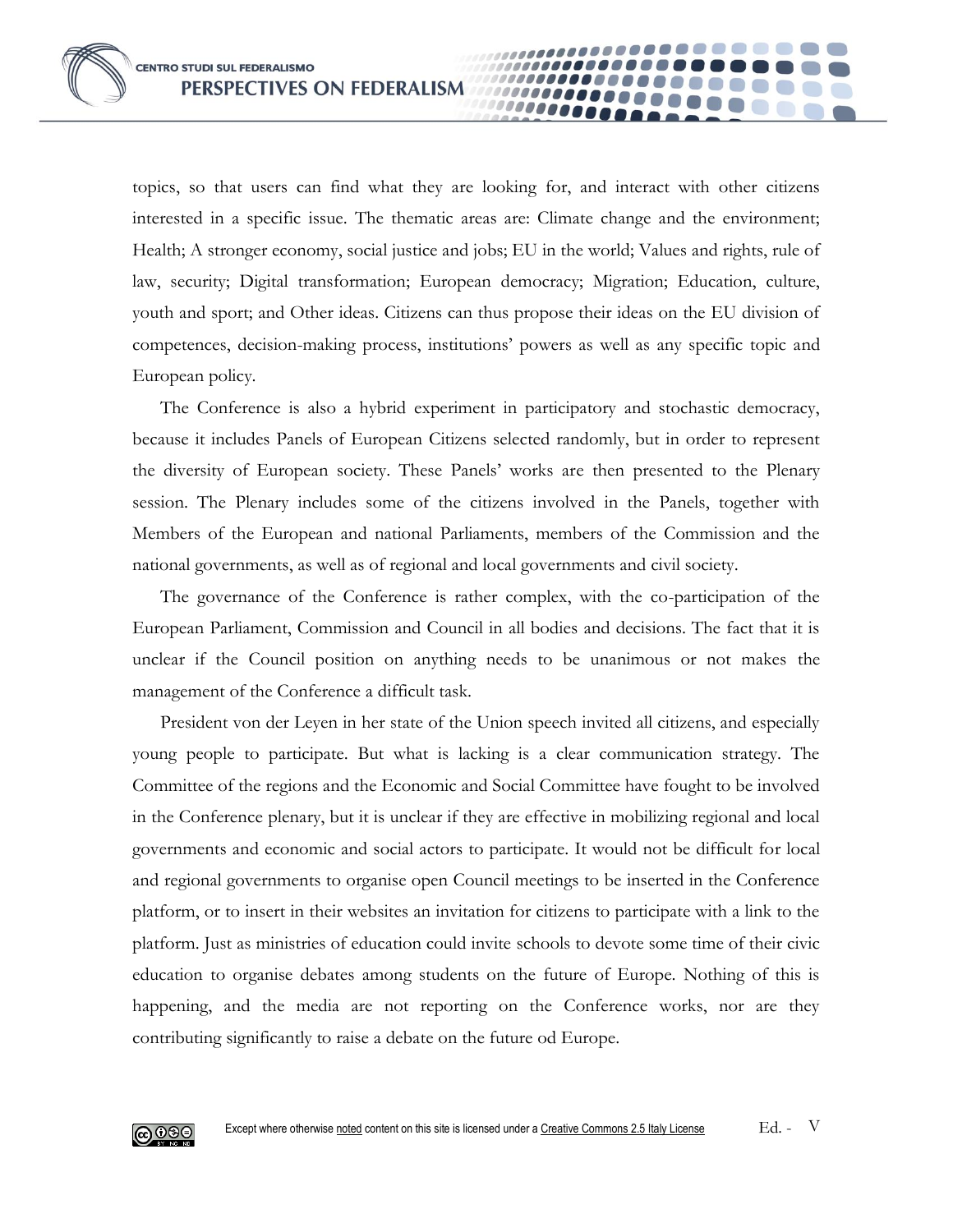topics, so that users can find what they are looking for, and interact with other citizens interested in a specific issue. The thematic areas are: Climate change and the environment; Health; A stronger economy, social justice and jobs; EU in the world; Values and rights, rule of law, security; Digital transformation; European democracy; Migration; Education, culture, youth and sport; and Other ideas. Citizens can thus propose their ideas on the EU division of competences, decision-making process, institutions' powers as well as any specific topic and European policy.

The Conference is also a hybrid experiment in participatory and stochastic democracy, because it includes Panels of European Citizens selected randomly, but in order to represent the diversity of European society. These Panels' works are then presented to the Plenary session. The Plenary includes some of the citizens involved in the Panels, together with Members of the European and national Parliaments, members of the Commission and the national governments, as well as of regional and local governments and civil society.

The governance of the Conference is rather complex, with the co-participation of the European Parliament, Commission and Council in all bodies and decisions. The fact that it is unclear if the Council position on anything needs to be unanimous or not makes the management of the Conference a difficult task.

President von der Leyen in her state of the Union speech invited all citizens, and especially young people to participate. But what is lacking is a clear communication strategy. The Committee of the regions and the Economic and Social Committee have fought to be involved in the Conference plenary, but it is unclear if they are effective in mobilizing regional and local governments and economic and social actors to participate. It would not be difficult for local and regional governments to organise open Council meetings to be inserted in the Conference platform, or to insert in their websites an invitation for citizens to participate with a link to the platform. Just as ministries of education could invite schools to devote some time of their civic education to organise debates among students on the future of Europe. Nothing of this is happening, and the media are not reporting on the Conference works, nor are they contributing significantly to raise a debate on the future od Europe.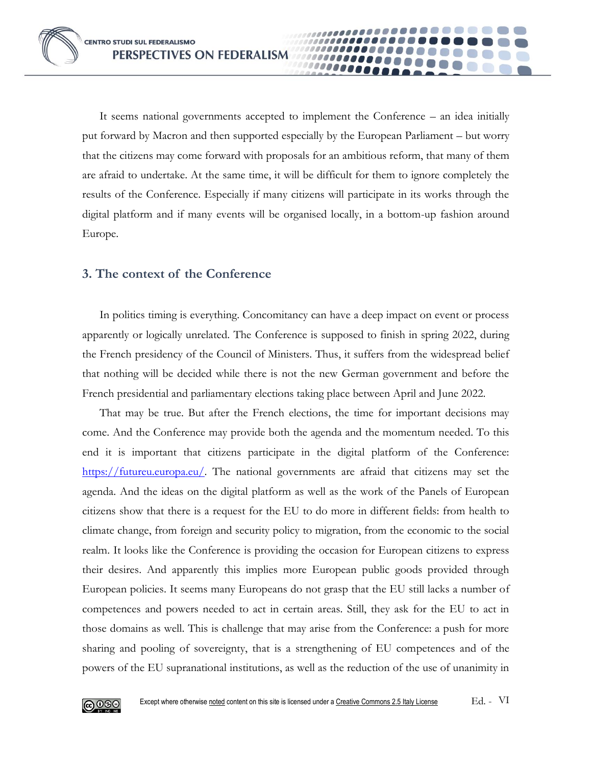It seems national governments accepted to implement the Conference – an idea initially put forward by Macron and then supported especially by the European Parliament – but worry that the citizens may come forward with proposals for an ambitious reform, that many of them are afraid to undertake. At the same time, it will be difficult for them to ignore completely the results of the Conference. Especially if many citizens will participate in its works through the digital platform and if many events will be organised locally, in a bottom-up fashion around Europe.

## 3. The context of the Conference

In politics timing is everything. Concomitancy can have a deep impact on event or process apparently or logically unrelated. The Conference is supposed to finish in spring 2022, during the French presidency of the Council of Ministers. Thus, it suffers from the widespread belief that nothing will be decided while there is not the new German government and before the French presidential and parliamentary elections taking place between April and June 2022.

That may be true. But after the French elections, the time for important decisions may come. And the Conference may provide both the agenda and the momentum needed. To this end it is important that citizens participate in the digital platform of the Conference: [https://futureu.europa.eu/](https://futureu.europa.eu/). The national governments are afraid that citizens may set the agenda. And the ideas on the digital platform as well as the work of the Panels of European citizens show that there is a request for the EU to do more in different fields: from health to climate change, from foreign and security policy to migration, from the economic to the social realm. It looks like the Conference is providing the occasion for European citizens to express their desires. And apparently this implies more European public goods provided through European policies. It seems many Europeans do not grasp that the EU still lacks a number of competences and powers needed to act in certain areas. Still, they ask for the EU to act in those domains as well. This is challenge that may arise from the Conference: a push for more sharing and pooling of sovereignty, that is a strengthening of EU competences and of the powers of the EU supranational institutions, as well as the reduction of the use of unanimity in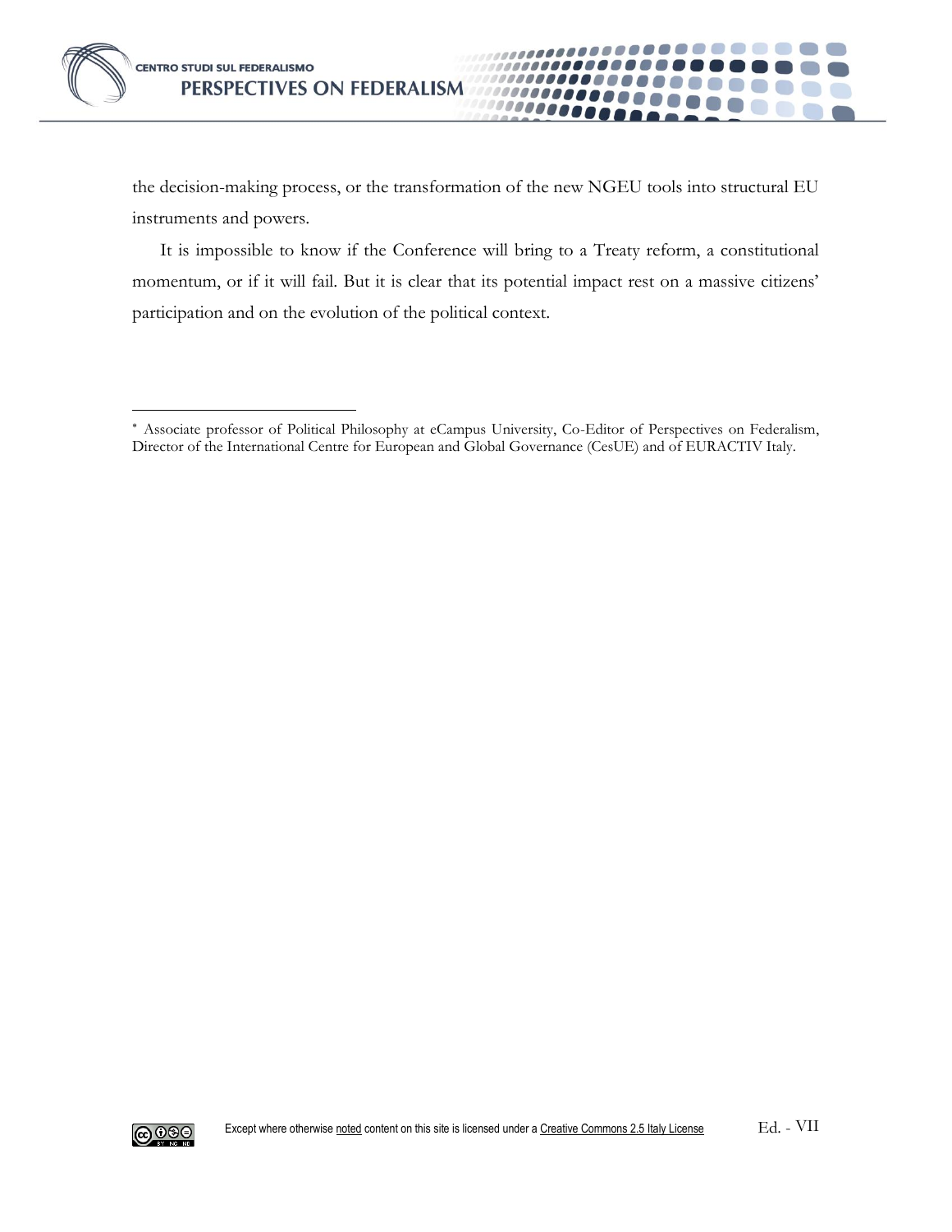the decision-making process, or the transformation of the new NGEU tools into structural EU instruments and powers.

It is impossible to know if the Conference will bring to a Treaty reform, a constitutional momentum, or if it will fail. But it is clear that its potential impact rest on a massive citizens' participation and on the evolution of the political context.

---

* Associate professor of Political Philosophy at eCampus University, Co-Editor of Perspectives on Federalism, Director of the International Centre for European and Global Governance (CesUE) and of EURACTIV Italy.